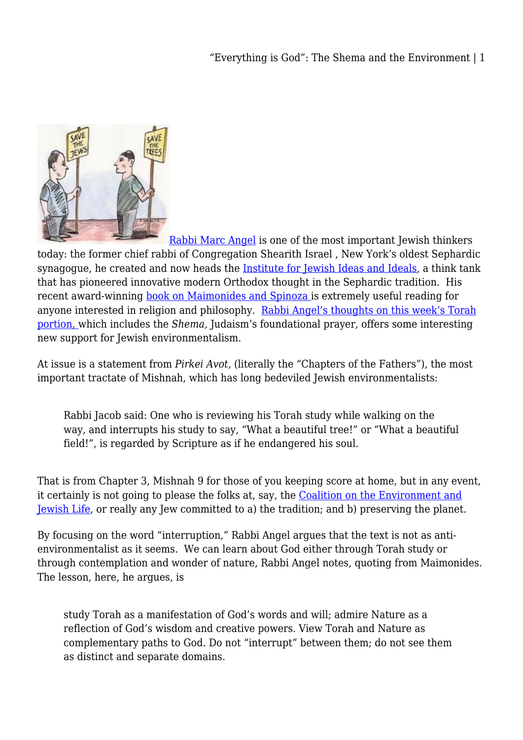Rabbi Marc Angel is one of the most important Jewish thinkers today: the former chief rabbi of Congregation Shearith Israel , New York's oldest Sephardic synagogue, he created and now heads the Institute for Jewish Ideas and Ideals, a think tank that has pioneered innovative modern Orthodox thought in the Sephardic tradition. His recent award-winning book on Maimonides and Spinoza is extremely useful reading for anyone interested in religion and philosophy. Rabbi Angel's thoughts on this week's Torah portion, which includes the *Shema,* Judaism's foundational prayer, offers some interesting new support for Jewish environmentalism.

At issue is a statement from *Pirkei Avot,* (literally the "Chapters of the Fathers"), the most important tractate of Mishnah, which has long bedeviled Jewish environmentalists:

> Rabbi Jacob said: One who is reviewing his Torah study while walking on the way, and interrupts his study to say, "What a beautiful tree!" or "What a beautiful field!", is regarded by Scripture as if he endangered his soul.

That is from Chapter 3, Mishnah 9 for those of you keeping score at home, but in any event, it certainly is not going to please the folks at, say, the Coalition on the Environment and Jewish Life, or really any Jew committed to a) the tradition; and b) preserving the planet.

By focusing on the word "interruption," Rabbi Angel argues that the text is not as anti-environmentalist as it seems. We can learn about God either through Torah study or through contemplation and wonder of nature, Rabbi Angel notes, quoting from Maimonides. The lesson, here, he argues, is

> study Torah as a manifestation of God's words and will; admire Nature as a reflection of God's wisdom and creative powers. View Torah and Nature as complementary paths to God. Do not "interrupt" between them; do not see them as distinct and separate domains.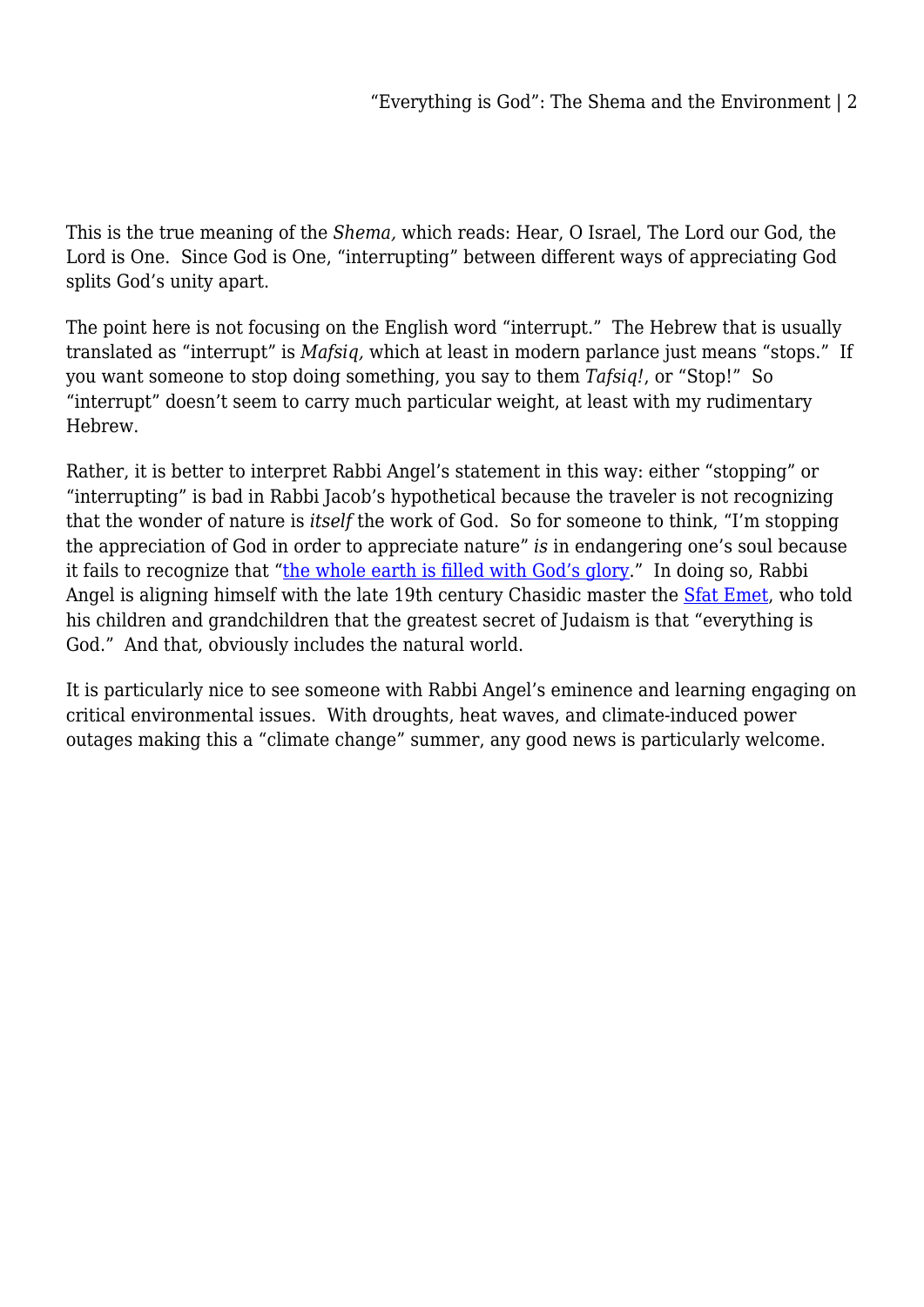This is the true meaning of the *Shema,* which reads: Hear, O Israel, The Lord our God, the Lord is One. Since God is One, "interrupting" between different ways of appreciating God splits God's unity apart.

The point here is not focusing on the English word "interrupt." The Hebrew that is usually translated as "interrupt" is *Mafsiq,* which at least in modern parlance just means "stops." If you want someone to stop doing something, you say to them *Tafsiq!*, or "Stop!" So "interrupt" doesn't seem to carry much particular weight, at least with my rudimentary Hebrew.

Rather, it is better to interpret Rabbi Angel's statement in this way: either "stopping" or "interrupting" is bad in Rabbi Jacob's hypothetical because the traveler is not recognizing that the wonder of nature is *itself* the work of God. So for someone to think, "I'm stopping the appreciation of God in order to appreciate nature" *is* in endangering one's soul because it fails to recognize that "the whole earth is filled with God's glory." In doing so, Rabbi Angel is aligning himself with the late 19th century Chasidic master the Sfat Emet, who told his children and grandchildren that the greatest secret of Judaism is that "everything is God." And that, obviously includes the natural world.

It is particularly nice to see someone with Rabbi Angel's eminence and learning engaging on critical environmental issues. With droughts, heat waves, and climate-induced power outages making this a "climate change" summer, any good news is particularly welcome.